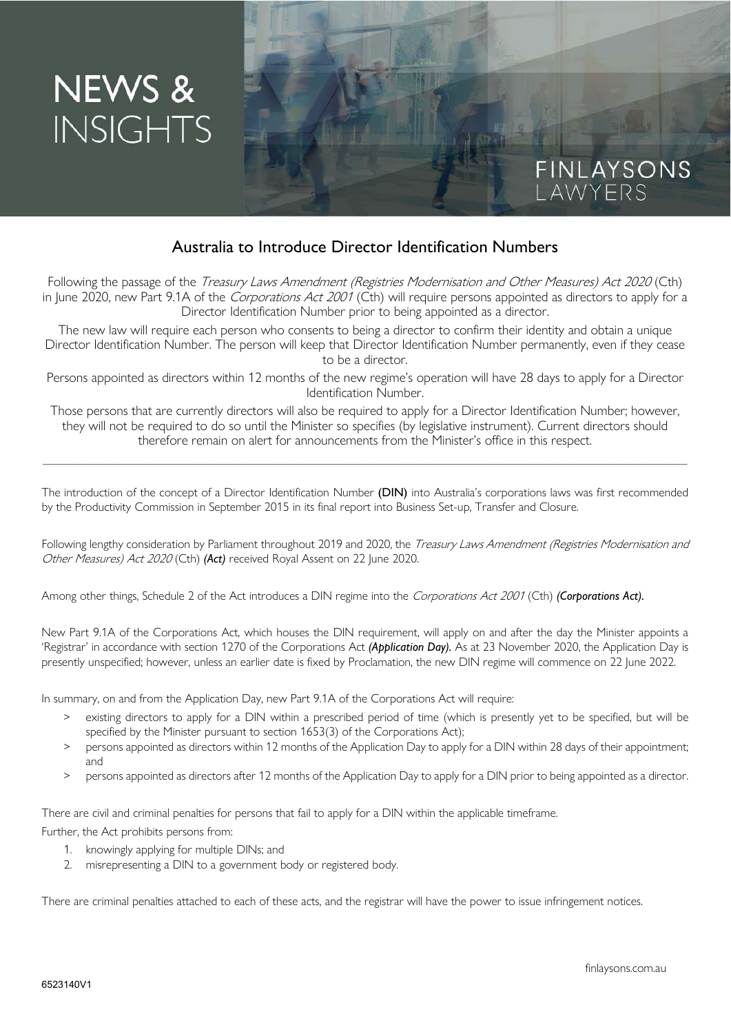# NEWS & INSIGHTS

FINLAYSONS LAWYERS

## Australia to Introduce Director Identification Numbers

Following the passage of the *Treasury Laws Amendment (Registries Modernisation and Other Measures) Act 2020* (Cth) in June 2020, new Part 9.1A of the *Corporations Act 2001* (Cth) will require persons appointed as directors to apply for a Director Identification Number prior to being appointed as a director.

The new law will require each person who consents to being a director to confirm their identity and obtain a unique Director Identification Number. The person will keep that Director Identification Number permanently, even if they cease to be a director.

Persons appointed as directors within 12 months of the new regime's operation will have 28 days to apply for a Director Identification Number.

Those persons that are currently directors will also be required to apply for a Director Identification Number; however, they will not be required to do so until the Minister so specifies (by legislative instrument). Current directors should therefore remain on alert for announcements from the Minister's office in this respect.

---

The introduction of the concept of a Director Identification Number **(DIN)** into Australia's corporations laws was first recommended by the Productivity Commission in September 2015 in its final report into Business Set-up, Transfer and Closure.

Following lengthy consideration by Parliament throughout 2019 and 2020, the *Treasury Laws Amendment (Registries Modernisation and Other Measures) Act 2020* (Cth) ***(Act)*** received Royal Assent on 22 June 2020.

Among other things, Schedule 2 of the Act introduces a DIN regime into the *Corporations Act 2001* (Cth) ***(Corporations Act).***

New Part 9.1A of the Corporations Act, which houses the DIN requirement, will apply on and after the day the Minister appoints a 'Registrar' in accordance with section 1270 of the Corporations Act ***(Application Day).*** As at 23 November 2020, the Application Day is presently unspecified; however, unless an earlier date is fixed by Proclamation, the new DIN regime will commence on 22 June 2022.

In summary, on and from the Application Day, new Part 9.1A of the Corporations Act will require:

- existing directors to apply for a DIN within a prescribed period of time (which is presently yet to be specified, but will be specified by the Minister pursuant to section 1653(3) of the Corporations Act);
- persons appointed as directors within 12 months of the Application Day to apply for a DIN within 28 days of their appointment; and
- persons appointed as directors after 12 months of the Application Day to apply for a DIN prior to being appointed as a director.

There are civil and criminal penalties for persons that fail to apply for a DIN within the applicable timeframe.

Further, the Act prohibits persons from:

1. knowingly applying for multiple DINs; and
2. misrepresenting a DIN to a government body or registered body.

There are criminal penalties attached to each of these acts, and the registrar will have the power to issue infringement notices.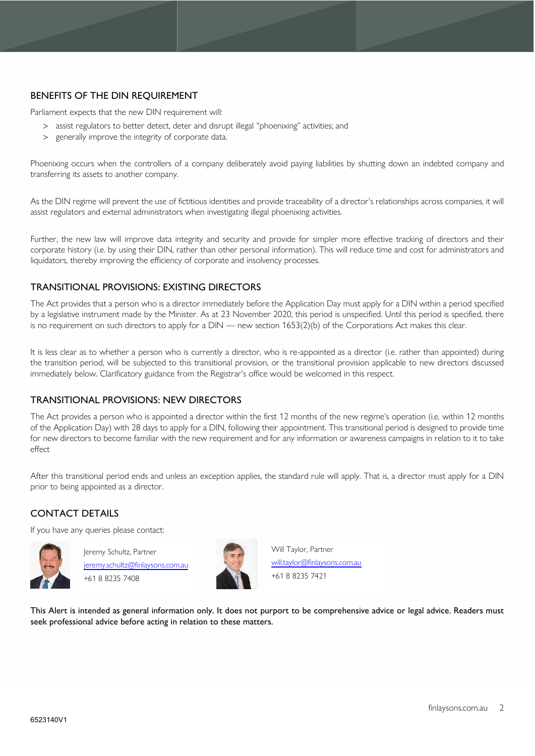## BENEFITS OF THE DIN REQUIREMENT

Parliament expects that the new DIN requirement will:

> assist regulators to better detect, deter and disrupt illegal "phoenixing" activities; and
> generally improve the integrity of corporate data.

Phoenixing occurs when the controllers of a company deliberately avoid paying liabilities by shutting down an indebted company and transferring its assets to another company.

As the DIN regime will prevent the use of fictitious identities and provide traceability of a director's relationships across companies, it will assist regulators and external administrators when investigating illegal phoenixing activities.

Further, the new law will improve data integrity and security and provide for simpler more effective tracking of directors and their corporate history (i.e. by using their DIN, rather than other personal information). This will reduce time and cost for administrators and liquidators, thereby improving the efficiency of corporate and insolvency processes.

## TRANSITIONAL PROVISIONS: EXISTING DIRECTORS

The Act provides that a person who is a director immediately before the Application Day must apply for a DIN within a period specified by a legislative instrument made by the Minister. As at 23 November 2020, this period is unspecified. Until this period is specified, there is no requirement on such directors to apply for a DIN — new section 1653(2)(b) of the Corporations Act makes this clear.

It is less clear as to whether a person who is currently a director, who is re-appointed as a director (i.e. rather than appointed) during the transition period, will be subjected to this transitional provision, or the transitional provision applicable to new directors discussed immediately below. Clarificatory guidance from the Registrar's office would be welcomed in this respect.

## TRANSITIONAL PROVISIONS: NEW DIRECTORS

The Act provides a person who is appointed a director within the first 12 months of the new regime's operation (i.e. within 12 months of the Application Day) with 28 days to apply for a DIN, following their appointment. This transitional period is designed to provide time for new directors to become familiar with the new requirement and for any information or awareness campaigns in relation to it to take effect

After this transitional period ends and unless an exception applies, the standard rule will apply. That is, a director must apply for a DIN prior to being appointed as a director.

## CONTACT DETAILS

If you have any queries please contact:

Jeremy Schultz, Partner
jeremy.schultz@finlaysons.com.au
+61 8 8235 7408

Will Taylor, Partner
will.taylor@finlaysons.com.au
+61 8 8235 7421

**This Alert is intended as general information only. It does not purport to be comprehensive advice or legal advice. Readers must seek professional advice before acting in relation to these matters.**

6523140V1